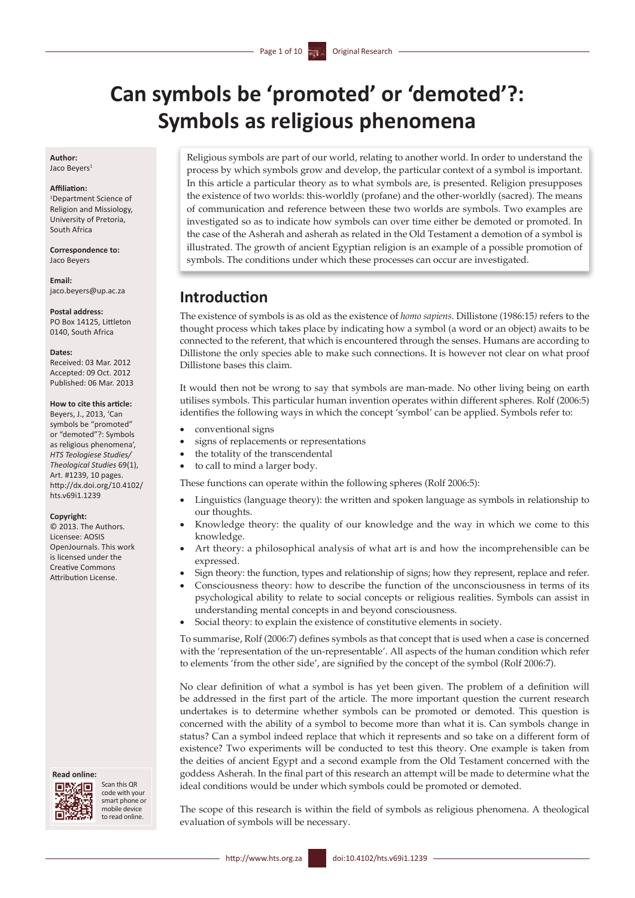# Can symbols be 'promoted' or 'demoted'?: Symbols as religious phenomena

**Author:**
Jaco Beyers[1]

**Affiliation:**
[1]Department Science of Religion and Missiology, University of Pretoria, South Africa

**Correspondence to:**
Jaco Beyers

**Email:**
jaco.beyers@up.ac.za

**Postal address:**
PO Box 14125, Littleton 0140, South Africa

**Dates:**
Received: 03 Mar. 2012
Accepted: 09 Oct. 2012
Published: 06 Mar. 2013

**How to cite this article:**
Beyers, J., 2013, 'Can symbols be "promoted" or "demoted"?: Symbols as religious phenomena', *HTS Teologiese Studies/Theological Studies* 69(1), Art. #1239, 10 pages. http://dx.doi.org/10.4102/hts.v69i1.1239

**Copyright:**
© 2013. The Authors. Licensee: AOSIS OpenJournals. This work is licensed under the Creative Commons Attribution License.

**Read online:**
Scan this QR code with your smart phone or mobile device to read online.

Religious symbols are part of our world, relating to another world. In order to understand the process by which symbols grow and develop, the particular context of a symbol is important. In this article a particular theory as to what symbols are, is presented. Religion presupposes the existence of two worlds: this-worldly (profane) and the other-worldly (sacred). The means of communication and reference between these two worlds are symbols. Two examples are investigated so as to indicate how symbols can over time either be demoted or promoted. In the case of the Asherah and asherah as related in the Old Testament a demotion of a symbol is illustrated. The growth of ancient Egyptian religion is an example of a possible promotion of symbols. The conditions under which these processes can occur are investigated.

## Introduction

The existence of symbols is as old as the existence of *homo sapiens*. Dillistone (1986:15*)* refers to the thought process which takes place by indicating how a symbol (a word or an object) awaits to be connected to the referent, that which is encountered through the senses. Humans are according to Dillistone the only species able to make such connections. It is however not clear on what proof Dillistone bases this claim.

It would then not be wrong to say that symbols are man-made. No other living being on earth utilises symbols. This particular human invention operates within different spheres. Rolf (2006:5) identifies the following ways in which the concept 'symbol' can be applied. Symbols refer to:

- conventional signs
- signs of replacements or representations
- the totality of the transcendental
- to call to mind a larger body.

These functions can operate within the following spheres (Rolf 2006:5):

- Linguistics (language theory): the written and spoken language as symbols in relationship to our thoughts.
- Knowledge theory: the quality of our knowledge and the way in which we come to this knowledge.
- Art theory: a philosophical analysis of what art is and how the incomprehensible can be expressed.
- Sign theory: the function, types and relationship of signs; how they represent, replace and refer.
- Consciousness theory: how to describe the function of the unconsciousness in terms of its psychological ability to relate to social concepts or religious realities. Symbols can assist in understanding mental concepts in and beyond consciousness.
- Social theory: to explain the existence of constitutive elements in society.

To summarise, Rolf (2006:7) defines symbols as that concept that is used when a case is concerned with the 'representation of the un-representable'. All aspects of the human condition which refer to elements 'from the other side', are signified by the concept of the symbol (Rolf 2006:7).

No clear definition of what a symbol is has yet been given. The problem of a definition will be addressed in the first part of the article. The more important question the current research undertakes is to determine whether symbols can be promoted or demoted. This question is concerned with the ability of a symbol to become more than what it is. Can symbols change in status? Can a symbol indeed replace that which it represents and so take on a different form of existence? Two experiments will be conducted to test this theory. One example is taken from the deities of ancient Egypt and a second example from the Old Testament concerned with the goddess Asherah. In the final part of this research an attempt will be made to determine what the ideal conditions would be under which symbols could be promoted or demoted.

The scope of this research is within the field of symbols as religious phenomena. A theological evaluation of symbols will be necessary.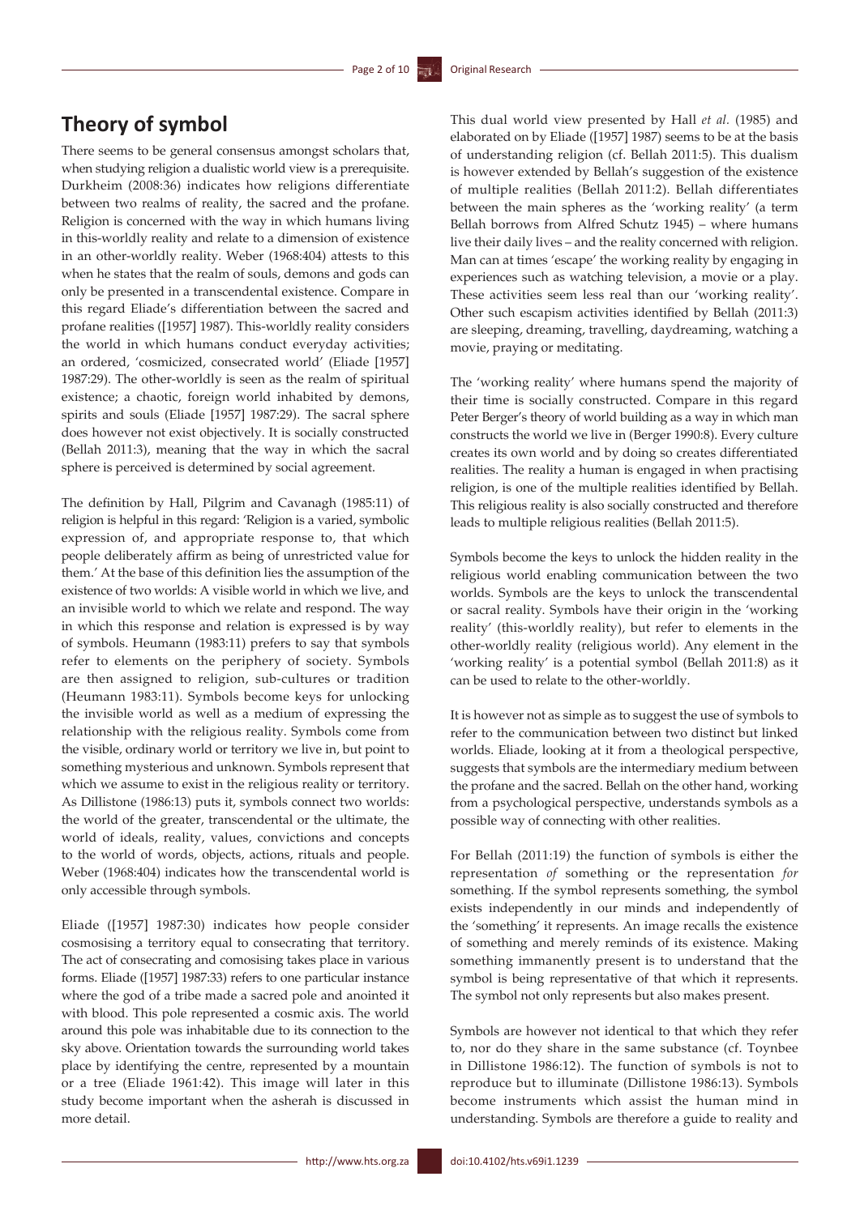## Theory of symbol

There seems to be general consensus amongst scholars that, when studying religion a dualistic world view is a prerequisite. Durkheim (2008:36) indicates how religions differentiate between two realms of reality, the sacred and the profane. Religion is concerned with the way in which humans living in this-worldly reality and relate to a dimension of existence in an other-worldly reality. Weber (1968:404) attests to this when he states that the realm of souls, demons and gods can only be presented in a transcendental existence. Compare in this regard Eliade's differentiation between the sacred and profane realities ([1957] 1987). This-worldly reality considers the world in which humans conduct everyday activities; an ordered, 'cosmicized, consecrated world' (Eliade [1957] 1987:29). The other-worldly is seen as the realm of spiritual existence; a chaotic, foreign world inhabited by demons, spirits and souls (Eliade [1957] 1987:29). The sacral sphere does however not exist objectively. It is socially constructed (Bellah 2011:3), meaning that the way in which the sacral sphere is perceived is determined by social agreement.

The definition by Hall, Pilgrim and Cavanagh (1985:11) of religion is helpful in this regard: 'Religion is a varied, symbolic expression of, and appropriate response to, that which people deliberately affirm as being of unrestricted value for them.' At the base of this definition lies the assumption of the existence of two worlds: A visible world in which we live, and an invisible world to which we relate and respond. The way in which this response and relation is expressed is by way of symbols. Heumann (1983:11) prefers to say that symbols refer to elements on the periphery of society. Symbols are then assigned to religion, sub-cultures or tradition (Heumann 1983:11). Symbols become keys for unlocking the invisible world as well as a medium of expressing the relationship with the religious reality. Symbols come from the visible, ordinary world or territory we live in, but point to something mysterious and unknown. Symbols represent that which we assume to exist in the religious reality or territory. As Dillistone (1986:13) puts it, symbols connect two worlds: the world of the greater, transcendental or the ultimate, the world of ideals, reality, values, convictions and concepts to the world of words, objects, actions, rituals and people. Weber (1968:404) indicates how the transcendental world is only accessible through symbols.

Eliade ([1957] 1987:30) indicates how people consider cosmosising a territory equal to consecrating that territory. The act of consecrating and comosising takes place in various forms. Eliade ([1957] 1987:33) refers to one particular instance where the god of a tribe made a sacred pole and anointed it with blood. This pole represented a cosmic axis. The world around this pole was inhabitable due to its connection to the sky above. Orientation towards the surrounding world takes place by identifying the centre, represented by a mountain or a tree (Eliade 1961:42). This image will later in this study become important when the asherah is discussed in more detail.

This dual world view presented by Hall *et al.* (1985) and elaborated on by Eliade ([1957] 1987) seems to be at the basis of understanding religion (cf. Bellah 2011:5). This dualism is however extended by Bellah's suggestion of the existence of multiple realities (Bellah 2011:2). Bellah differentiates between the main spheres as the 'working reality' (a term Bellah borrows from Alfred Schutz 1945) – where humans live their daily lives – and the reality concerned with religion. Man can at times 'escape' the working reality by engaging in experiences such as watching television, a movie or a play. These activities seem less real than our 'working reality'. Other such escapism activities identified by Bellah (2011:3) are sleeping, dreaming, travelling, daydreaming, watching a movie, praying or meditating.

The 'working reality' where humans spend the majority of their time is socially constructed. Compare in this regard Peter Berger's theory of world building as a way in which man constructs the world we live in (Berger 1990:8). Every culture creates its own world and by doing so creates differentiated realities. The reality a human is engaged in when practising religion, is one of the multiple realities identified by Bellah. This religious reality is also socially constructed and therefore leads to multiple religious realities (Bellah 2011:5).

Symbols become the keys to unlock the hidden reality in the religious world enabling communication between the two worlds. Symbols are the keys to unlock the transcendental or sacral reality. Symbols have their origin in the 'working reality' (this-worldly reality), but refer to elements in the other-worldly reality (religious world). Any element in the 'working reality' is a potential symbol (Bellah 2011:8) as it can be used to relate to the other-worldly.

It is however not as simple as to suggest the use of symbols to refer to the communication between two distinct but linked worlds. Eliade, looking at it from a theological perspective, suggests that symbols are the intermediary medium between the profane and the sacred. Bellah on the other hand, working from a psychological perspective, understands symbols as a possible way of connecting with other realities.

For Bellah (2011:19) the function of symbols is either the representation *of* something or the representation *for* something. If the symbol represents something, the symbol exists independently in our minds and independently of the 'something' it represents. An image recalls the existence of something and merely reminds of its existence. Making something immanently present is to understand that the symbol is being representative of that which it represents. The symbol not only represents but also makes present.

Symbols are however not identical to that which they refer to, nor do they share in the same substance (cf. Toynbee in Dillistone 1986:12). The function of symbols is not to reproduce but to illuminate (Dillistone 1986:13). Symbols become instruments which assist the human mind in understanding. Symbols are therefore a guide to reality and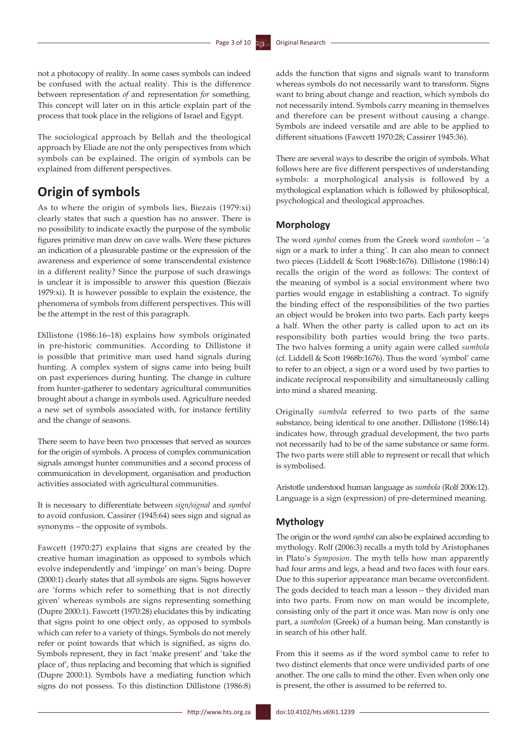not a photocopy of reality. In some cases symbols can indeed be confused with the actual reality. This is the difference between representation *of* and representation *for* something. This concept will later on in this article explain part of the process that took place in the religions of Israel and Egypt.

The sociological approach by Bellah and the theological approach by Eliade are not the only perspectives from which symbols can be explained. The origin of symbols can be explained from different perspectives.

## Origin of symbols

As to where the origin of symbols lies, Biezais (1979:xi) clearly states that such a question has no answer. There is no possibility to indicate exactly the purpose of the symbolic figures primitive man drew on cave walls. Were these pictures an indication of a pleasurable pastime or the expression of the awareness and experience of some transcendental existence in a different reality? Since the purpose of such drawings is unclear it is impossible to answer this question (Biezais 1979:xi). It is however possible to explain the existence, the phenomena of symbols from different perspectives. This will be the attempt in the rest of this paragraph.

Dillistone (1986:16–18) explains how symbols originated in pre-historic communities. According to Dillistone it is possible that primitive man used hand signals during hunting. A complex system of signs came into being built on past experiences during hunting. The change in culture from hunter-gatherer to sedentary agricultural communities brought about a change in symbols used. Agriculture needed a new set of symbols associated with, for instance fertility and the change of seasons.

There seem to have been two processes that served as sources for the origin of symbols. A process of complex communication signals amongst hunter communities and a second process of communication in development, organisation and production activities associated with agricultural communities.

It is necessary to differentiate between *sign/signal* and *symbol* to avoid confusion. Cassirer (1945:64) sees sign and signal as synonyms – the opposite of symbols.

Fawcett (1970:27) explains that signs are created by the creative human imagination as opposed to symbols which evolve independently and 'impinge' on man's being. Dupre (2000:1) clearly states that all symbols are signs. Signs however are 'forms which refer to something that is not directly given' whereas symbols are signs representing something (Dupre 2000:1). Fawcett (1970:28) elucidates this by indicating that signs point to one object only, as opposed to symbols which can refer to a variety of things. Symbols do not merely refer or point towards that which is signified, as signs do. Symbols represent, they in fact 'make present' and 'take the place of', thus replacing and becoming that which is signified (Dupre 2000:1). Symbols have a mediating function which signs do not possess. To this distinction Dillistone (1986:8) adds the function that signs and signals want to transform whereas symbols do not necessarily want to transform. Signs want to bring about change and reaction, which symbols do not necessarily intend. Symbols carry meaning in themselves and therefore can be present without causing a change. Symbols are indeed versatile and are able to be applied to different situations (Fawcett 1970:28; Cassirer 1945:36).

There are several ways to describe the origin of symbols. What follows here are five different perspectives of understanding symbols: a morphological analysis is followed by a mythological explanation which is followed by philosophical, psychological and theological approaches.

### Morphology

The word *symbol* comes from the Greek word *sumbolon* – 'a sign or a mark to infer a thing'. It can also mean to connect two pieces (Liddell & Scott 1968b:1676). Dillistone (1986:14) recalls the origin of the word as follows: The context of the meaning of symbol is a social environment where two parties would engage in establishing a contract. To signify the binding effect of the responsibilities of the two parties an object would be broken into two parts. Each party keeps a half. When the other party is called upon to act on its responsibility both parties would bring the two parts. The two halves forming a unity again were called *sumbola* (cf. Liddell & Scott 1968b:1676). Thus the word 'symbol' came to refer to an object, a sign or a word used by two parties to indicate reciprocal responsibility and simultaneously calling into mind a shared meaning.

Originally *sumbola* referred to two parts of the same substance, being identical to one another. Dillistone (1986:14) indicates how, through gradual development, the two parts not necessarily had to be of the same substance or same form. The two parts were still able to represent or recall that which is symbolised.

Aristotle understood human language as *sumbola* (Rolf 2006:12). Language is a sign (expression) of pre-determined meaning.

### Mythology

The origin or the word *symbol* can also be explained according to mythology. Rolf (2006:3) recalls a myth told by Aristophanes in Plato's *Symposion*. The myth tells how man apparently had four arms and legs, a head and two faces with four ears. Due to this superior appearance man became overconfident. The gods decided to teach man a lesson – they divided man into two parts. From now on man would be incomplete, consisting only of the part it once was. Man now is only one part, a *sumbolon* (Greek) of a human being. Man constantly is in search of his other half.

From this it seems as if the word symbol came to refer to two distinct elements that once were undivided parts of one another. The one calls to mind the other. Even when only one is present, the other is assumed to be referred to.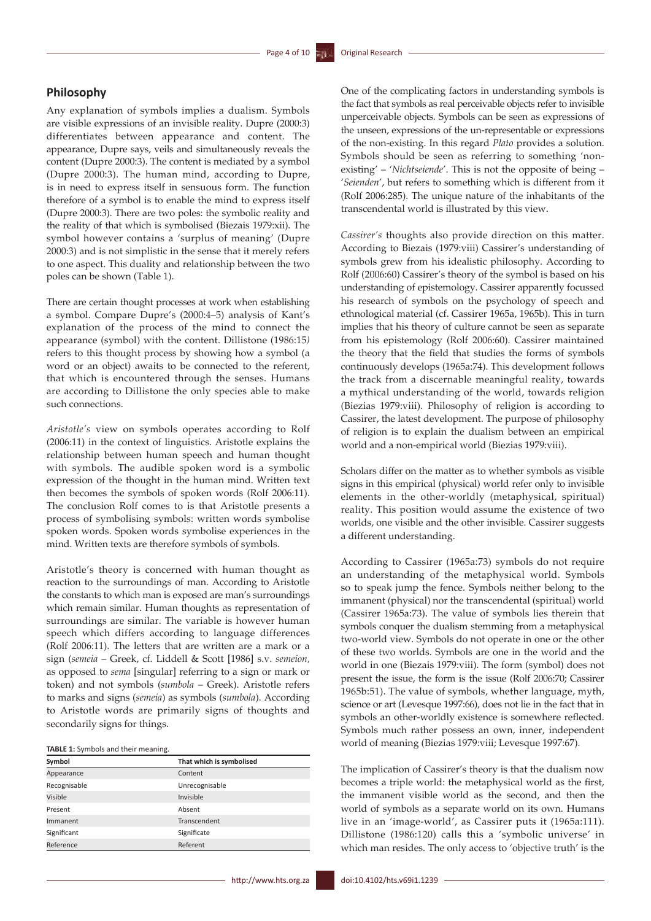## Philosophy

Any explanation of symbols implies a dualism. Symbols are visible expressions of an invisible reality. Dupre (2000:3) differentiates between appearance and content. The appearance, Dupre says, veils and simultaneously reveals the content (Dupre 2000:3). The content is mediated by a symbol (Dupre 2000:3). The human mind, according to Dupre, is in need to express itself in sensuous form. The function therefore of a symbol is to enable the mind to express itself (Dupre 2000:3). There are two poles: the symbolic reality and the reality of that which is symbolised (Biezais 1979:xii). The symbol however contains a 'surplus of meaning' (Dupre 2000:3) and is not simplistic in the sense that it merely refers to one aspect. This duality and relationship between the two poles can be shown (Table 1).

There are certain thought processes at work when establishing a symbol. Compare Dupre's (2000:4–5) analysis of Kant's explanation of the process of the mind to connect the appearance (symbol) with the content. Dillistone (1986:15) refers to this thought process by showing how a symbol (a word or an object) awaits to be connected to the referent, that which is encountered through the senses. Humans are according to Dillistone the only species able to make such connections.

*Aristotle's* view on symbols operates according to Rolf (2006:11) in the context of linguistics. Aristotle explains the relationship between human speech and human thought with symbols. The audible spoken word is a symbolic expression of the thought in the human mind. Written text then becomes the symbols of spoken words (Rolf 2006:11). The conclusion Rolf comes to is that Aristotle presents a process of symbolising symbols: written words symbolise spoken words. Spoken words symbolise experiences in the mind. Written texts are therefore symbols of symbols.

Aristotle's theory is concerned with human thought as reaction to the surroundings of man. According to Aristotle the constants to which man is exposed are man's surroundings which remain similar. Human thoughts as representation of surroundings are similar. The variable is however human speech which differs according to language differences (Rolf 2006:11). The letters that are written are a mark or a sign (*semeia* – Greek, cf. Liddell & Scott [1986] s.v. *semeion,* as opposed to *sema* [singular] referring to a sign or mark or token) and not symbols (*sumbola* – Greek). Aristotle refers to marks and signs (*semeia*) as symbols (*sumbola*). According to Aristotle words are primarily signs of thoughts and secondarily signs for things.

**TABLE 1:** Symbols and their meaning.

| Symbol | That which is symbolised |
|---|---|
| Appearance | Content |
| Recognisable | Unrecognisable |
| Visible | Invisible |
| Present | Absent |
| Immanent | Transcendent |
| Significant | Significate |
| Reference | Referent |

One of the complicating factors in understanding symbols is the fact that symbols as real perceivable objects refer to invisible unperceivable objects. Symbols can be seen as expressions of the unseen, expressions of the un-representable or expressions of the non-existing. In this regard *Plato* provides a solution. Symbols should be seen as referring to something 'non-existing' – '*Nichtseiende*'. This is not the opposite of being – '*Seienden*', but refers to something which is different from it (Rolf 2006:285). The unique nature of the inhabitants of the transcendental world is illustrated by this view.

*Cassirer's* thoughts also provide direction on this matter. According to Biezais (1979:viii) Cassirer's understanding of symbols grew from his idealistic philosophy. According to Rolf (2006:60) Cassirer's theory of the symbol is based on his understanding of epistemology. Cassirer apparently focussed his research of symbols on the psychology of speech and ethnological material (cf. Cassirer 1965a, 1965b). This in turn implies that his theory of culture cannot be seen as separate from his epistemology (Rolf 2006:60). Cassirer maintained the theory that the field that studies the forms of symbols continuously develops (1965a:74). This development follows the track from a discernable meaningful reality, towards a mythical understanding of the world, towards religion (Biezias 1979:viii). Philosophy of religion is according to Cassirer, the latest development. The purpose of philosophy of religion is to explain the dualism between an empirical world and a non-empirical world (Biezias 1979:viii).

Scholars differ on the matter as to whether symbols as visible signs in this empirical (physical) world refer only to invisible elements in the other-worldly (metaphysical, spiritual) reality. This position would assume the existence of two worlds, one visible and the other invisible. Cassirer suggests a different understanding.

According to Cassirer (1965a:73) symbols do not require an understanding of the metaphysical world. Symbols so to speak jump the fence. Symbols neither belong to the immanent (physical) nor the transcendental (spiritual) world (Cassirer 1965a:73). The value of symbols lies therein that symbols conquer the dualism stemming from a metaphysical two-world view. Symbols do not operate in one or the other of these two worlds. Symbols are one in the world and the world in one (Biezais 1979:viii). The form (symbol) does not present the issue, the form is the issue (Rolf 2006:70; Cassirer 1965b:51). The value of symbols, whether language, myth, science or art (Levesque 1997:66), does not lie in the fact that in symbols an other-worldly existence is somewhere reflected. Symbols much rather possess an own, inner, independent world of meaning (Biezias 1979:viii; Levesque 1997:67).

The implication of Cassirer's theory is that the dualism now becomes a triple world: the metaphysical world as the first, the immanent visible world as the second, and then the world of symbols as a separate world on its own. Humans live in an 'image-world', as Cassirer puts it (1965a:111). Dillistone (1986:120) calls this a 'symbolic universe' in which man resides. The only access to 'objective truth' is the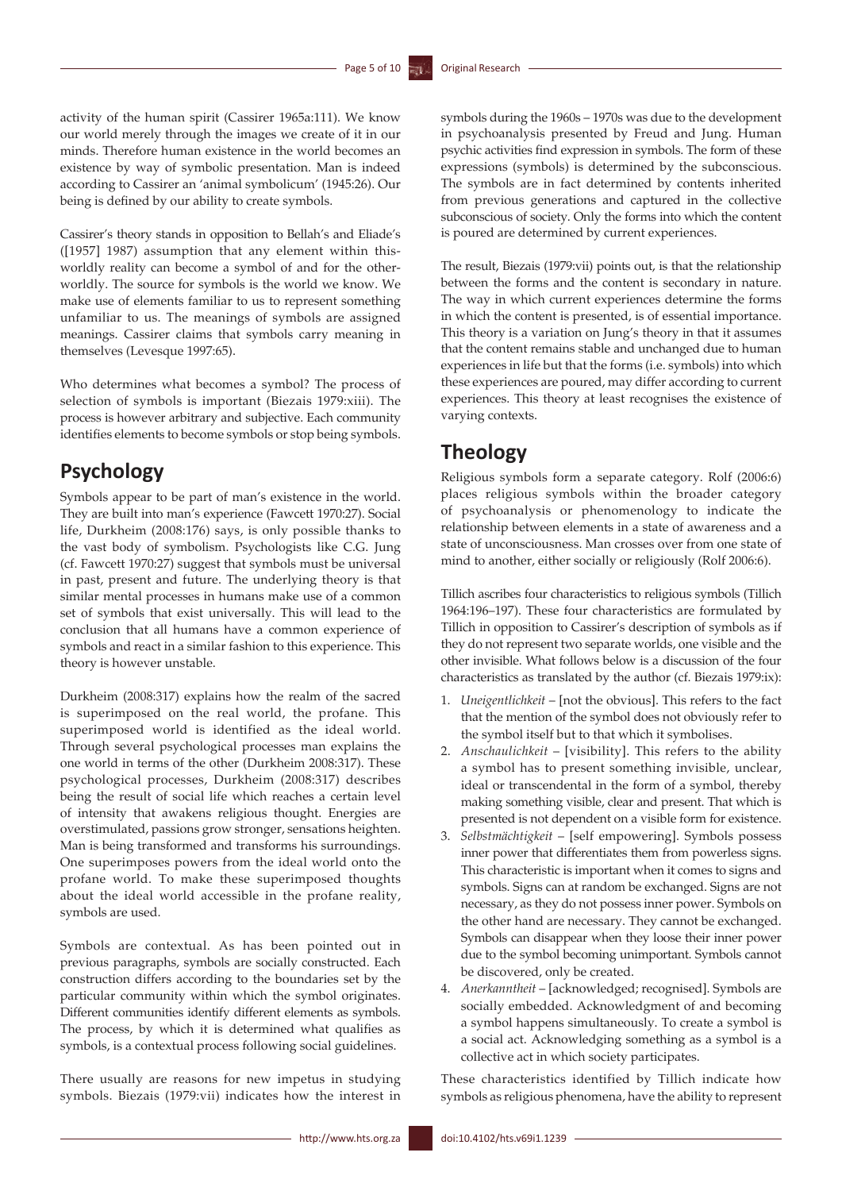activity of the human spirit (Cassirer 1965a:111). We know our world merely through the images we create of it in our minds. Therefore human existence in the world becomes an existence by way of symbolic presentation. Man is indeed according to Cassirer an 'animal symbolicum' (1945:26). Our being is defined by our ability to create symbols.

Cassirer's theory stands in opposition to Bellah's and Eliade's ([1957] 1987) assumption that any element within this-worldly reality can become a symbol of and for the other-worldly. The source for symbols is the world we know. We make use of elements familiar to us to represent something unfamiliar to us. The meanings of symbols are assigned meanings. Cassirer claims that symbols carry meaning in themselves (Levesque 1997:65).

Who determines what becomes a symbol? The process of selection of symbols is important (Biezais 1979:xiii). The process is however arbitrary and subjective. Each community identifies elements to become symbols or stop being symbols.

## Psychology

Symbols appear to be part of man's existence in the world. They are built into man's experience (Fawcett 1970:27). Social life, Durkheim (2008:176) says, is only possible thanks to the vast body of symbolism. Psychologists like C.G. Jung (cf. Fawcett 1970:27) suggest that symbols must be universal in past, present and future. The underlying theory is that similar mental processes in humans make use of a common set of symbols that exist universally. This will lead to the conclusion that all humans have a common experience of symbols and react in a similar fashion to this experience. This theory is however unstable.

Durkheim (2008:317) explains how the realm of the sacred is superimposed on the real world, the profane. This superimposed world is identified as the ideal world. Through several psychological processes man explains the one world in terms of the other (Durkheim 2008:317). These psychological processes, Durkheim (2008:317) describes being the result of social life which reaches a certain level of intensity that awakens religious thought. Energies are overstimulated, passions grow stronger, sensations heighten. Man is being transformed and transforms his surroundings. One superimposes powers from the ideal world onto the profane world. To make these superimposed thoughts about the ideal world accessible in the profane reality, symbols are used.

Symbols are contextual. As has been pointed out in previous paragraphs, symbols are socially constructed. Each construction differs according to the boundaries set by the particular community within which the symbol originates. Different communities identify different elements as symbols. The process, by which it is determined what qualifies as symbols, is a contextual process following social guidelines.

There usually are reasons for new impetus in studying symbols. Biezais (1979:vii) indicates how the interest in symbols during the 1960s – 1970s was due to the development in psychoanalysis presented by Freud and Jung. Human psychic activities find expression in symbols. The form of these expressions (symbols) is determined by the subconscious. The symbols are in fact determined by contents inherited from previous generations and captured in the collective subconscious of society. Only the forms into which the content is poured are determined by current experiences.

The result, Biezais (1979:vii) points out, is that the relationship between the forms and the content is secondary in nature. The way in which current experiences determine the forms in which the content is presented, is of essential importance. This theory is a variation on Jung's theory in that it assumes that the content remains stable and unchanged due to human experiences in life but that the forms (i.e. symbols) into which these experiences are poured, may differ according to current experiences. This theory at least recognises the existence of varying contexts.

## Theology

Religious symbols form a separate category. Rolf (2006:6) places religious symbols within the broader category of psychoanalysis or phenomenology to indicate the relationship between elements in a state of awareness and a state of unconsciousness. Man crosses over from one state of mind to another, either socially or religiously (Rolf 2006:6).

Tillich ascribes four characteristics to religious symbols (Tillich 1964:196–197). These four characteristics are formulated by Tillich in opposition to Cassirer's description of symbols as if they do not represent two separate worlds, one visible and the other invisible. What follows below is a discussion of the four characteristics as translated by the author (cf. Biezais 1979:ix):

1. *Uneigentlichkeit* – [not the obvious]. This refers to the fact that the mention of the symbol does not obviously refer to the symbol itself but to that which it symbolises.
2. *Anschaulichkeit* – [visibility]. This refers to the ability a symbol has to present something invisible, unclear, ideal or transcendental in the form of a symbol, thereby making something visible, clear and present. That which is presented is not dependent on a visible form for existence.
3. *Selbstmächtigkeit* – [self empowering]. Symbols possess inner power that differentiates them from powerless signs. This characteristic is important when it comes to signs and symbols. Signs can at random be exchanged. Signs are not necessary, as they do not possess inner power. Symbols on the other hand are necessary. They cannot be exchanged. Symbols can disappear when they loose their inner power due to the symbol becoming unimportant. Symbols cannot be discovered, only be created.
4. *Anerkanntheit* – [acknowledged; recognised]. Symbols are socially embedded. Acknowledgment of and becoming a symbol happens simultaneously. To create a symbol is a social act. Acknowledging something as a symbol is a collective act in which society participates.

These characteristics identified by Tillich indicate how symbols as religious phenomena, have the ability to represent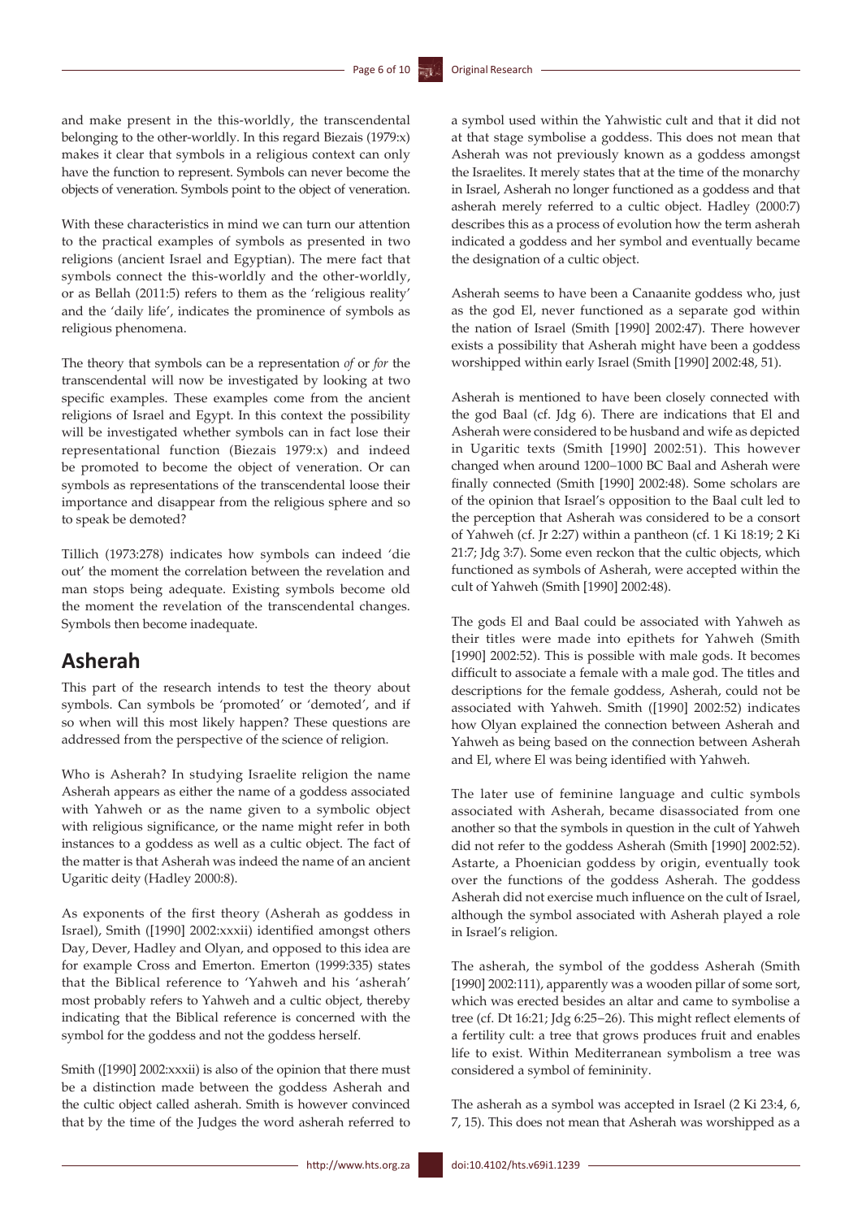and make present in the this-worldly, the transcendental belonging to the other-worldly. In this regard Biezais (1979:x) makes it clear that symbols in a religious context can only have the function to represent. Symbols can never become the objects of veneration. Symbols point to the object of veneration.

With these characteristics in mind we can turn our attention to the practical examples of symbols as presented in two religions (ancient Israel and Egyptian). The mere fact that symbols connect the this-worldly and the other-worldly, or as Bellah (2011:5) refers to them as the 'religious reality' and the 'daily life', indicates the prominence of symbols as religious phenomena.

The theory that symbols can be a representation *of* or *for* the transcendental will now be investigated by looking at two specific examples. These examples come from the ancient religions of Israel and Egypt. In this context the possibility will be investigated whether symbols can in fact lose their representational function (Biezais 1979:x) and indeed be promoted to become the object of veneration. Or can symbols as representations of the transcendental loose their importance and disappear from the religious sphere and so to speak be demoted?

Tillich (1973:278) indicates how symbols can indeed 'die out' the moment the correlation between the revelation and man stops being adequate. Existing symbols become old the moment the revelation of the transcendental changes. Symbols then become inadequate.

## Asherah

This part of the research intends to test the theory about symbols. Can symbols be 'promoted' or 'demoted', and if so when will this most likely happen? These questions are addressed from the perspective of the science of religion.

Who is Asherah? In studying Israelite religion the name Asherah appears as either the name of a goddess associated with Yahweh or as the name given to a symbolic object with religious significance, or the name might refer in both instances to a goddess as well as a cultic object. The fact of the matter is that Asherah was indeed the name of an ancient Ugaritic deity (Hadley 2000:8).

As exponents of the first theory (Asherah as goddess in Israel), Smith ([1990] 2002:xxxii) identified amongst others Day, Dever, Hadley and Olyan, and opposed to this idea are for example Cross and Emerton. Emerton (1999:335) states that the Biblical reference to 'Yahweh and his 'asherah' most probably refers to Yahweh and a cultic object, thereby indicating that the Biblical reference is concerned with the symbol for the goddess and not the goddess herself.

Smith ([1990] 2002:xxxii) is also of the opinion that there must be a distinction made between the goddess Asherah and the cultic object called asherah. Smith is however convinced that by the time of the Judges the word asherah referred to a symbol used within the Yahwistic cult and that it did not at that stage symbolise a goddess. This does not mean that Asherah was not previously known as a goddess amongst the Israelites. It merely states that at the time of the monarchy in Israel, Asherah no longer functioned as a goddess and that asherah merely referred to a cultic object. Hadley (2000:7) describes this as a process of evolution how the term asherah indicated a goddess and her symbol and eventually became the designation of a cultic object.

Asherah seems to have been a Canaanite goddess who, just as the god El, never functioned as a separate god within the nation of Israel (Smith [1990] 2002:47). There however exists a possibility that Asherah might have been a goddess worshipped within early Israel (Smith [1990] 2002:48, 51).

Asherah is mentioned to have been closely connected with the god Baal (cf. Jdg 6). There are indications that El and Asherah were considered to be husband and wife as depicted in Ugaritic texts (Smith [1990] 2002:51). This however changed when around 1200–1000 BC Baal and Asherah were finally connected (Smith [1990] 2002:48). Some scholars are of the opinion that Israel's opposition to the Baal cult led to the perception that Asherah was considered to be a consort of Yahweh (cf. Jr 2:27) within a pantheon (cf. 1 Ki 18:19; 2 Ki 21:7; Jdg 3:7). Some even reckon that the cultic objects, which functioned as symbols of Asherah, were accepted within the cult of Yahweh (Smith [1990] 2002:48).

The gods El and Baal could be associated with Yahweh as their titles were made into epithets for Yahweh (Smith [1990] 2002:52). This is possible with male gods. It becomes difficult to associate a female with a male god. The titles and descriptions for the female goddess, Asherah, could not be associated with Yahweh. Smith ([1990] 2002:52) indicates how Olyan explained the connection between Asherah and Yahweh as being based on the connection between Asherah and El, where El was being identified with Yahweh.

The later use of feminine language and cultic symbols associated with Asherah, became disassociated from one another so that the symbols in question in the cult of Yahweh did not refer to the goddess Asherah (Smith [1990] 2002:52). Astarte, a Phoenician goddess by origin, eventually took over the functions of the goddess Asherah. The goddess Asherah did not exercise much influence on the cult of Israel, although the symbol associated with Asherah played a role in Israel's religion.

The asherah, the symbol of the goddess Asherah (Smith [1990] 2002:111), apparently was a wooden pillar of some sort, which was erected besides an altar and came to symbolise a tree (cf. Dt 16:21; Jdg 6:25–26). This might reflect elements of a fertility cult: a tree that grows produces fruit and enables life to exist. Within Mediterranean symbolism a tree was considered a symbol of femininity.

The asherah as a symbol was accepted in Israel (2 Ki 23:4, 6, 7, 15). This does not mean that Asherah was worshipped as a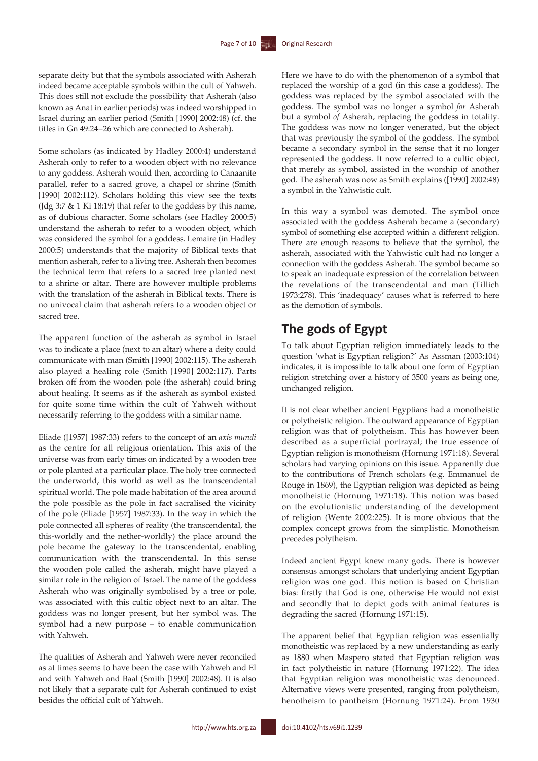separate deity but that the symbols associated with Asherah indeed became acceptable symbols within the cult of Yahweh. This does still not exclude the possibility that Asherah (also known as Anat in earlier periods) was indeed worshipped in Israel during an earlier period (Smith [1990] 2002:48) (cf. the titles in Gn 49:24−26 which are connected to Asherah).

Some scholars (as indicated by Hadley 2000:4) understand Asherah only to refer to a wooden object with no relevance to any goddess. Asherah would then, according to Canaanite parallel, refer to a sacred grove, a chapel or shrine (Smith [1990] 2002:112). Scholars holding this view see the texts (Jdg 3:7 & 1 Ki 18:19) that refer to the goddess by this name, as of dubious character. Some scholars (see Hadley 2000:5) understand the asherah to refer to a wooden object, which was considered the symbol for a goddess. Lemaire (in Hadley 2000:5) understands that the majority of Biblical texts that mention asherah, refer to a living tree. Asherah then becomes the technical term that refers to a sacred tree planted next to a shrine or altar. There are however multiple problems with the translation of the asherah in Biblical texts. There is no univocal claim that asherah refers to a wooden object or sacred tree.

The apparent function of the asherah as symbol in Israel was to indicate a place (next to an altar) where a deity could communicate with man (Smith [1990] 2002:115). The asherah also played a healing role (Smith [1990] 2002:117). Parts broken off from the wooden pole (the asherah) could bring about healing. It seems as if the asherah as symbol existed for quite some time within the cult of Yahweh without necessarily referring to the goddess with a similar name.

Eliade ([1957] 1987:33) refers to the concept of an *axis mundi* as the centre for all religious orientation. This axis of the universe was from early times on indicated by a wooden tree or pole planted at a particular place. The holy tree connected the underworld, this world as well as the transcendental spiritual world. The pole made habitation of the area around the pole possible as the pole in fact sacralised the vicinity of the pole (Eliade [1957] 1987:33). In the way in which the pole connected all spheres of reality (the transcendental, the this-worldly and the nether-worldly) the place around the pole became the gateway to the transcendental, enabling communication with the transcendental. In this sense the wooden pole called the asherah, might have played a similar role in the religion of Israel. The name of the goddess Asherah who was originally symbolised by a tree or pole, was associated with this cultic object next to an altar. The goddess was no longer present, but her symbol was. The symbol had a new purpose – to enable communication with Yahweh.

The qualities of Asherah and Yahweh were never reconciled as at times seems to have been the case with Yahweh and El and with Yahweh and Baal (Smith [1990] 2002:48). It is also not likely that a separate cult for Asherah continued to exist besides the official cult of Yahweh.

Here we have to do with the phenomenon of a symbol that replaced the worship of a god (in this case a goddess). The goddess was replaced by the symbol associated with the goddess. The symbol was no longer a symbol *for* Asherah but a symbol *of* Asherah, replacing the goddess in totality. The goddess was now no longer venerated, but the object that was previously the symbol of the goddess. The symbol became a secondary symbol in the sense that it no longer represented the goddess. It now referred to a cultic object, that merely as symbol, assisted in the worship of another god. The asherah was now as Smith explains ([1990] 2002:48) a symbol in the Yahwistic cult.

In this way a symbol was demoted. The symbol once associated with the goddess Asherah became a (secondary) symbol of something else accepted within a different religion. There are enough reasons to believe that the symbol, the asherah, associated with the Yahwistic cult had no longer a connection with the goddess Asherah. The symbol became so to speak an inadequate expression of the correlation between the revelations of the transcendental and man (Tillich 1973:278). This 'inadequacy' causes what is referred to here as the demotion of symbols.

## The gods of Egypt

To talk about Egyptian religion immediately leads to the question 'what is Egyptian religion?' As Assman (2003:104) indicates, it is impossible to talk about one form of Egyptian religion stretching over a history of 3500 years as being one, unchanged religion.

It is not clear whether ancient Egyptians had a monotheistic or polytheistic religion. The outward appearance of Egyptian religion was that of polytheism. This has however been described as a superficial portrayal; the true essence of Egyptian religion is monotheism (Hornung 1971:18). Several scholars had varying opinions on this issue. Apparently due to the contributions of French scholars (e.g. Emmanuel de Rouge in 1869), the Egyptian religion was depicted as being monotheistic (Hornung 1971:18). This notion was based on the evolutionistic understanding of the development of religion (Wente 2002:225). It is more obvious that the complex concept grows from the simplistic. Monotheism precedes polytheism.

Indeed ancient Egypt knew many gods. There is however consensus amongst scholars that underlying ancient Egyptian religion was one god. This notion is based on Christian bias: firstly that God is one, otherwise He would not exist and secondly that to depict gods with animal features is degrading the sacred (Hornung 1971:15).

The apparent belief that Egyptian religion was essentially monotheistic was replaced by a new understanding as early as 1880 when Maspero stated that Egyptian religion was in fact polytheistic in nature (Hornung 1971:22). The idea that Egyptian religion was monotheistic was denounced. Alternative views were presented, ranging from polytheism, henotheism to pantheism (Hornung 1971:24). From 1930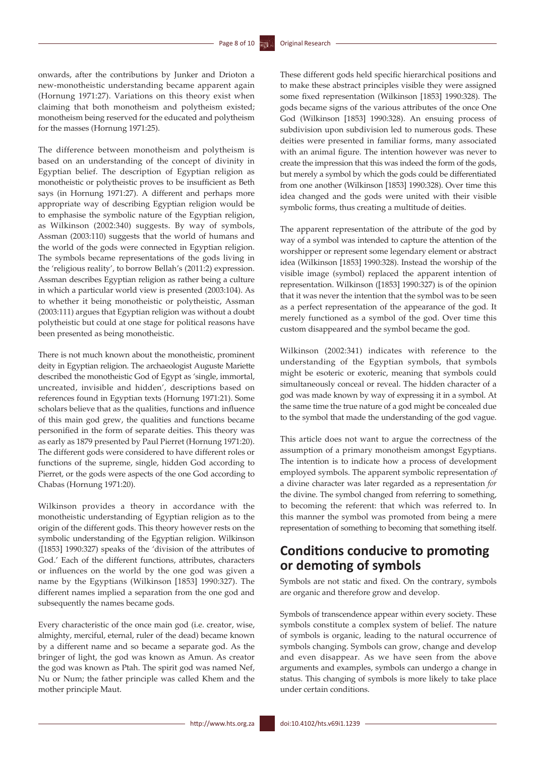onwards, after the contributions by Junker and Drioton a new-monotheistic understanding became apparent again (Hornung 1971:27). Variations on this theory exist when claiming that both monotheism and polytheism existed; monotheism being reserved for the educated and polytheism for the masses (Hornung 1971:25).

The difference between monotheism and polytheism is based on an understanding of the concept of divinity in Egyptian belief. The description of Egyptian religion as monotheistic or polytheistic proves to be insufficient as Beth says (in Hornung 1971:27). A different and perhaps more appropriate way of describing Egyptian religion would be to emphasise the symbolic nature of the Egyptian religion, as Wilkinson (2002:340) suggests. By way of symbols, Assman (2003:110) suggests that the world of humans and the world of the gods were connected in Egyptian religion. The symbols became representations of the gods living in the 'religious reality', to borrow Bellah's (2011:2) expression. Assman describes Egyptian religion as rather being a culture in which a particular world view is presented (2003:104). As to whether it being monotheistic or polytheistic, Assman (2003:111) argues that Egyptian religion was without a doubt polytheistic but could at one stage for political reasons have been presented as being monotheistic.

There is not much known about the monotheistic, prominent deity in Egyptian religion. The archaeologist Auguste Mariette described the monotheistic God of Egypt as 'single, immortal, uncreated, invisible and hidden', descriptions based on references found in Egyptian texts (Hornung 1971:21). Some scholars believe that as the qualities, functions and influence of this main god grew, the qualities and functions became personified in the form of separate deities. This theory was as early as 1879 presented by Paul Pierret (Hornung 1971:20). The different gods were considered to have different roles or functions of the supreme, single, hidden God according to Pierret, or the gods were aspects of the one God according to Chabas (Hornung 1971:20).

Wilkinson provides a theory in accordance with the monotheistic understanding of Egyptian religion as to the origin of the different gods. This theory however rests on the symbolic understanding of the Egyptian religion. Wilkinson ([1853] 1990:327) speaks of the 'division of the attributes of God.' Each of the different functions, attributes, characters or influences on the world by the one god was given a name by the Egyptians (Wilkinson [1853] 1990:327). The different names implied a separation from the one god and subsequently the names became gods.

Every characteristic of the once main god (i.e. creator, wise, almighty, merciful, eternal, ruler of the dead) became known by a different name and so became a separate god. As the bringer of light, the god was known as Amun. As creator the god was known as Ptah. The spirit god was named Nef, Nu or Num; the father principle was called Khem and the mother principle Maut.

These different gods held specific hierarchical positions and to make these abstract principles visible they were assigned some fixed representation (Wilkinson [1853] 1990:328). The gods became signs of the various attributes of the once One God (Wilkinson [1853] 1990:328). An ensuing process of subdivision upon subdivision led to numerous gods. These deities were presented in familiar forms, many associated with an animal figure. The intention however was never to create the impression that this was indeed the form of the gods, but merely a symbol by which the gods could be differentiated from one another (Wilkinson [1853] 1990:328). Over time this idea changed and the gods were united with their visible symbolic forms, thus creating a multitude of deities.

The apparent representation of the attribute of the god by way of a symbol was intended to capture the attention of the worshipper or represent some legendary element or abstract idea (Wilkinson [1853] 1990:328). Instead the worship of the visible image (symbol) replaced the apparent intention of representation. Wilkinson ([1853] 1990:327) is of the opinion that it was never the intention that the symbol was to be seen as a perfect representation of the appearance of the god. It merely functioned as a symbol of the god. Over time this custom disappeared and the symbol became the god.

Wilkinson (2002:341) indicates with reference to the understanding of the Egyptian symbols, that symbols might be esoteric or exoteric, meaning that symbols could simultaneously conceal or reveal. The hidden character of a god was made known by way of expressing it in a symbol. At the same time the true nature of a god might be concealed due to the symbol that made the understanding of the god vague.

This article does not want to argue the correctness of the assumption of a primary monotheism amongst Egyptians. The intention is to indicate how a process of development employed symbols. The apparent symbolic representation *of* a divine character was later regarded as a representation *for* the divine. The symbol changed from referring to something, to becoming the referent: that which was referred to. In this manner the symbol was promoted from being a mere representation of something to becoming that something itself.

## Conditions conducive to promoting or demoting of symbols

Symbols are not static and fixed. On the contrary, symbols are organic and therefore grow and develop.

Symbols of transcendence appear within every society. These symbols constitute a complex system of belief. The nature of symbols is organic, leading to the natural occurrence of symbols changing. Symbols can grow, change and develop and even disappear. As we have seen from the above arguments and examples, symbols can undergo a change in status. This changing of symbols is more likely to take place under certain conditions.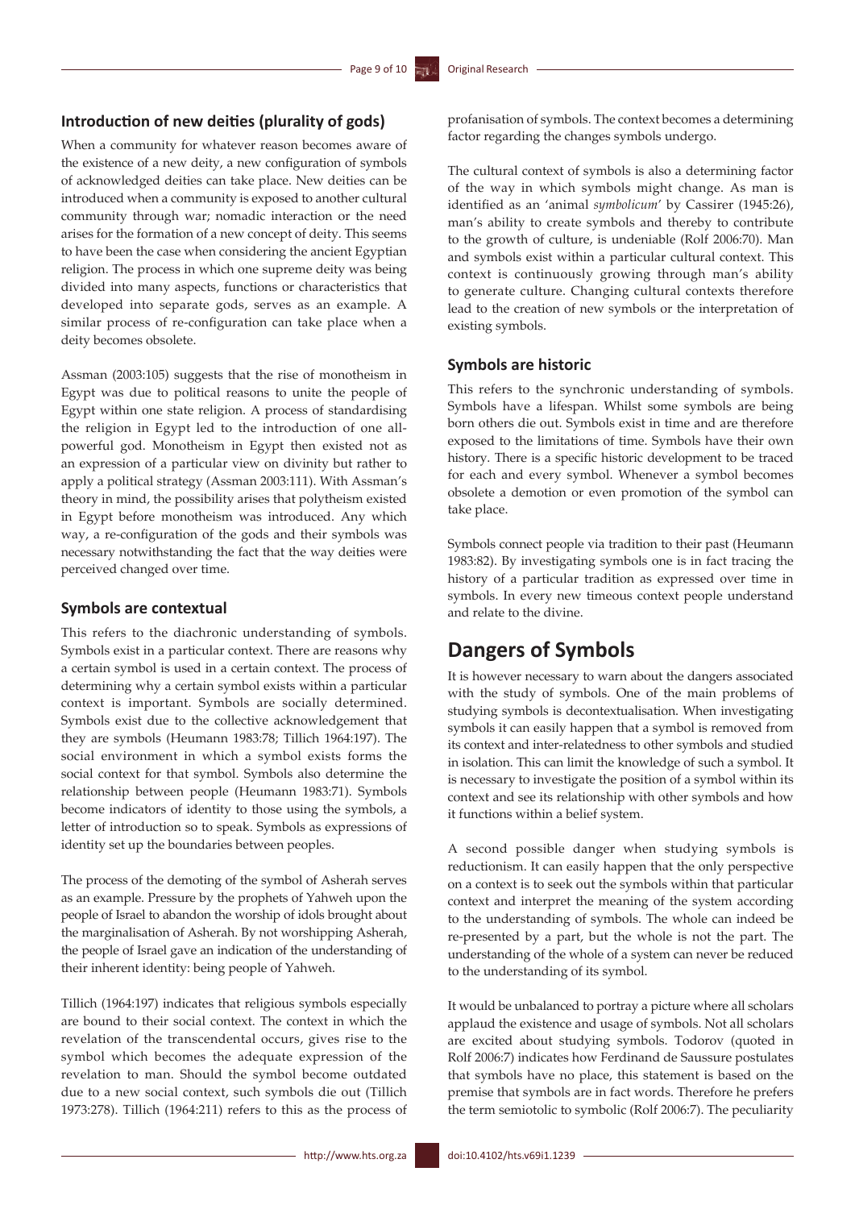### Introduction of new deities (plurality of gods)

When a community for whatever reason becomes aware of the existence of a new deity, a new configuration of symbols of acknowledged deities can take place. New deities can be introduced when a community is exposed to another cultural community through war; nomadic interaction or the need arises for the formation of a new concept of deity. This seems to have been the case when considering the ancient Egyptian religion. The process in which one supreme deity was being divided into many aspects, functions or characteristics that developed into separate gods, serves as an example. A similar process of re-configuration can take place when a deity becomes obsolete.

Assman (2003:105) suggests that the rise of monotheism in Egypt was due to political reasons to unite the people of Egypt within one state religion. A process of standardising the religion in Egypt led to the introduction of one all-powerful god. Monotheism in Egypt then existed not as an expression of a particular view on divinity but rather to apply a political strategy (Assman 2003:111). With Assman's theory in mind, the possibility arises that polytheism existed in Egypt before monotheism was introduced. Any which way, a re-configuration of the gods and their symbols was necessary notwithstanding the fact that the way deities were perceived changed over time.

### Symbols are contextual

This refers to the diachronic understanding of symbols. Symbols exist in a particular context. There are reasons why a certain symbol is used in a certain context. The process of determining why a certain symbol exists within a particular context is important. Symbols are socially determined. Symbols exist due to the collective acknowledgement that they are symbols (Heumann 1983:78; Tillich 1964:197). The social environment in which a symbol exists forms the social context for that symbol. Symbols also determine the relationship between people (Heumann 1983:71). Symbols become indicators of identity to those using the symbols, a letter of introduction so to speak. Symbols as expressions of identity set up the boundaries between peoples.

The process of the demoting of the symbol of Asherah serves as an example. Pressure by the prophets of Yahweh upon the people of Israel to abandon the worship of idols brought about the marginalisation of Asherah. By not worshipping Asherah, the people of Israel gave an indication of the understanding of their inherent identity: being people of Yahweh.

Tillich (1964:197) indicates that religious symbols especially are bound to their social context. The context in which the revelation of the transcendental occurs, gives rise to the symbol which becomes the adequate expression of the revelation to man. Should the symbol become outdated due to a new social context, such symbols die out (Tillich 1973:278). Tillich (1964:211) refers to this as the process of profanisation of symbols. The context becomes a determining factor regarding the changes symbols undergo.

The cultural context of symbols is also a determining factor of the way in which symbols might change. As man is identified as an 'animal *symbolicum*' by Cassirer (1945:26), man's ability to create symbols and thereby to contribute to the growth of culture, is undeniable (Rolf 2006:70). Man and symbols exist within a particular cultural context. This context is continuously growing through man's ability to generate culture. Changing cultural contexts therefore lead to the creation of new symbols or the interpretation of existing symbols.

### Symbols are historic

This refers to the synchronic understanding of symbols. Symbols have a lifespan. Whilst some symbols are being born others die out. Symbols exist in time and are therefore exposed to the limitations of time. Symbols have their own history. There is a specific historic development to be traced for each and every symbol. Whenever a symbol becomes obsolete a demotion or even promotion of the symbol can take place.

Symbols connect people via tradition to their past (Heumann 1983:82). By investigating symbols one is in fact tracing the history of a particular tradition as expressed over time in symbols. In every new timeous context people understand and relate to the divine.

## Dangers of Symbols

It is however necessary to warn about the dangers associated with the study of symbols. One of the main problems of studying symbols is decontextualisation. When investigating symbols it can easily happen that a symbol is removed from its context and inter-relatedness to other symbols and studied in isolation. This can limit the knowledge of such a symbol. It is necessary to investigate the position of a symbol within its context and see its relationship with other symbols and how it functions within a belief system.

A second possible danger when studying symbols is reductionism. It can easily happen that the only perspective on a context is to seek out the symbols within that particular context and interpret the meaning of the system according to the understanding of symbols. The whole can indeed be re-presented by a part, but the whole is not the part. The understanding of the whole of a system can never be reduced to the understanding of its symbol.

It would be unbalanced to portray a picture where all scholars applaud the existence and usage of symbols. Not all scholars are excited about studying symbols. Todorov (quoted in Rolf 2006:7) indicates how Ferdinand de Saussure postulates that symbols have no place, this statement is based on the premise that symbols are in fact words. Therefore he prefers the term semiotolic to symbolic (Rolf 2006:7). The peculiarity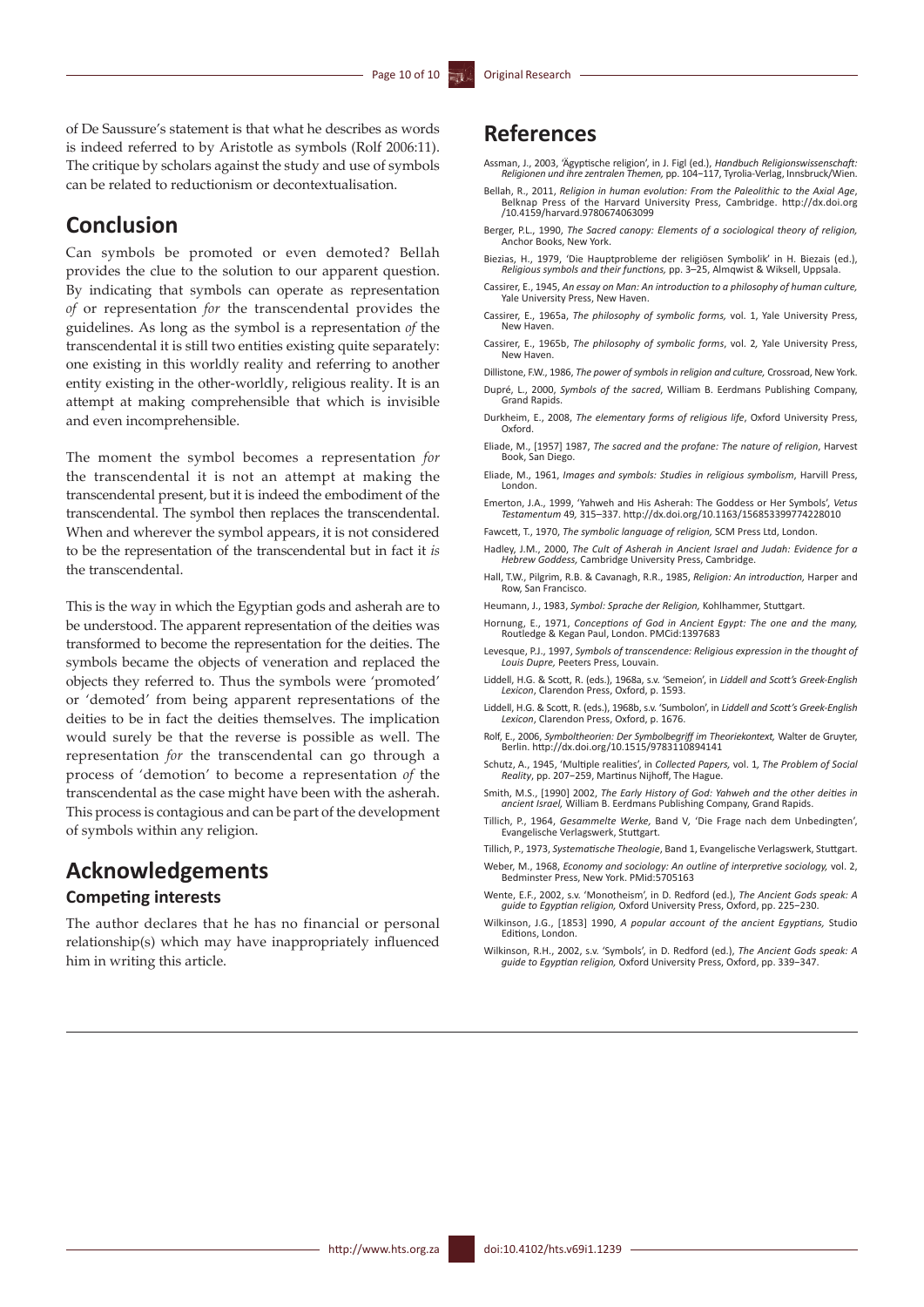of De Saussure's statement is that what he describes as words is indeed referred to by Aristotle as symbols (Rolf 2006:11). The critique by scholars against the study and use of symbols can be related to reductionism or decontextualisation.

## Conclusion

Can symbols be promoted or even demoted? Bellah provides the clue to the solution to our apparent question. By indicating that symbols can operate as representation *of* or representation *for* the transcendental provides the guidelines. As long as the symbol is a representation *of* the transcendental it is still two entities existing quite separately: one existing in this worldly reality and referring to another entity existing in the other-worldly, religious reality. It is an attempt at making comprehensible that which is invisible and even incomprehensible.

The moment the symbol becomes a representation *for* the transcendental it is not an attempt at making the transcendental present, but it is indeed the embodiment of the transcendental. The symbol then replaces the transcendental. When and wherever the symbol appears, it is not considered to be the representation of the transcendental but in fact it *is* the transcendental.

This is the way in which the Egyptian gods and asherah are to be understood. The apparent representation of the deities was transformed to become the representation for the deities. The symbols became the objects of veneration and replaced the objects they referred to. Thus the symbols were 'promoted' or 'demoted' from being apparent representations of the deities to be in fact the deities themselves. The implication would surely be that the reverse is possible as well. The representation *for* the transcendental can go through a process of 'demotion' to become a representation *of* the transcendental as the case might have been with the asherah. This process is contagious and can be part of the development of symbols within any religion.

## Acknowledgements

### Competing interests

The author declares that he has no financial or personal relationship(s) which may have inappropriately influenced him in writing this article.

## References

Assman, J., 2003, 'Ägyptische religion', in J. Figl (ed.), *Handbuch Religionswissenschaft: Religionen und ihre zentralen Themen,* pp. 104–117, Tyrolia-Verlag, Innsbruck/Wien.

Bellah, R., 2011, *Religion in human evolution: From the Paleolithic to the Axial Age*, Belknap Press of the Harvard University Press, Cambridge. http://dx.doi.org/10.4159/harvard.9780674063099

Berger, P.L., 1990, *The Sacred canopy: Elements of a sociological theory of religion,* Anchor Books, New York.

Biezias, H., 1979, 'Die Hauptprobleme der religiösen Symbolik' in H. Biezais (ed.), *Religious symbols and their functions,* pp. 3–25, Almqwist & Wiksell, Uppsala.

Cassirer, E., 1945, *An essay on Man: An introduction to a philosophy of human culture,* Yale University Press, New Haven.

Cassirer, E., 1965a, *The philosophy of symbolic forms,* vol. 1, Yale University Press, New Haven.

Cassirer, E., 1965b, *The philosophy of symbolic forms*, vol. 2*,* Yale University Press, New Haven.

Dillistone, F.W., 1986, *The power of symbols in religion and culture,* Crossroad, New York.

Dupré, L., 2000, *Symbols of the sacred*, William B. Eerdmans Publishing Company, Grand Rapids.

Durkheim, E., 2008, *The elementary forms of religious life*, Oxford University Press, Oxford.

Eliade, M., [1957] 1987, *The sacred and the profane: The nature of religion*, Harvest Book, San Diego.

Eliade, M., 1961, *Images and symbols: Studies in religious symbolism*, Harvill Press, London.

Emerton, J.A., 1999, 'Yahweh and His Asherah: The Goddess or Her Symbols', *Vetus Testamentum* 49*,* 315–337. http://dx.doi.org/10.1163/156853399774228010

Fawcett, T., 1970, *The symbolic language of religion,* SCM Press Ltd, London.

Hadley, J.M., 2000, *The Cult of Asherah in Ancient Israel and Judah: Evidence for a Hebrew Goddess,* Cambridge University Press, Cambridge.

Hall, T.W., Pilgrim, R.B. & Cavanagh, R.R., 1985, *Religion: An introduction,* Harper and Row, San Francisco.

Heumann, J., 1983, *Symbol: Sprache der Religion,* Kohlhammer, Stuttgart.

Hornung, E., 1971, *Conceptions of God in Ancient Egypt: The one and the many,* Routledge & Kegan Paul, London. PMCid:1397683

Levesque, P.J., 1997, *Symbols of transcendence: Religious expression in the thought of Louis Dupre,* Peeters Press, Louvain.

Liddell, H.G. & Scott, R. (eds.), 1968a, s.v. 'Semeion', in *Liddell and Scott's Greek-English Lexicon*, Clarendon Press, Oxford, p. 1593.

Liddell, H.G. & Scott, R. (eds.), 1968b, s.v. 'Sumbolon', in *Liddell and Scott's Greek-English Lexicon*, Clarendon Press, Oxford, p. 1676.

Rolf, E., 2006, *Symboltheorien: Der Symbolbegriff im Theoriekontext,* Walter de Gruyter, Berlin. http://dx.doi.org/10.1515/9783110894141

Schutz, A., 1945, 'Multiple realities', in *Collected Papers,* vol. 1*, The Problem of Social Reality*, pp. 207–259, Martinus Nijhoff, The Hague.

Smith, M.S., [1990] 2002, *The Early History of God: Yahweh and the other deities in ancient Israel,* William B. Eerdmans Publishing Company, Grand Rapids.

Tillich, P., 1964, *Gesammelte Werke,* Band V, 'Die Frage nach dem Unbedingten', Evangelische Verlagswerk, Stuttgart.

Tillich, P., 1973, *Systematische Theologie*, Band 1, Evangelische Verlagswerk, Stuttgart.

Weber, M., 1968, *Economy and sociology: An outline of interpretive sociology,* vol. 2, Bedminster Press, New York. PMid:5705163

Wente, E.F., 2002, s.v. 'Monotheism', in D. Redford (ed.), *The Ancient Gods speak: A guide to Egyptian religion,* Oxford University Press, Oxford, pp. 225–230.

Wilkinson, J.G., [1853] 1990, *A popular account of the ancient Egyptians,* Studio Editions, London.

Wilkinson, R.H., 2002, s.v. 'Symbols', in D. Redford (ed.), *The Ancient Gods speak: A guide to Egyptian religion,* Oxford University Press, Oxford, pp. 339–347.